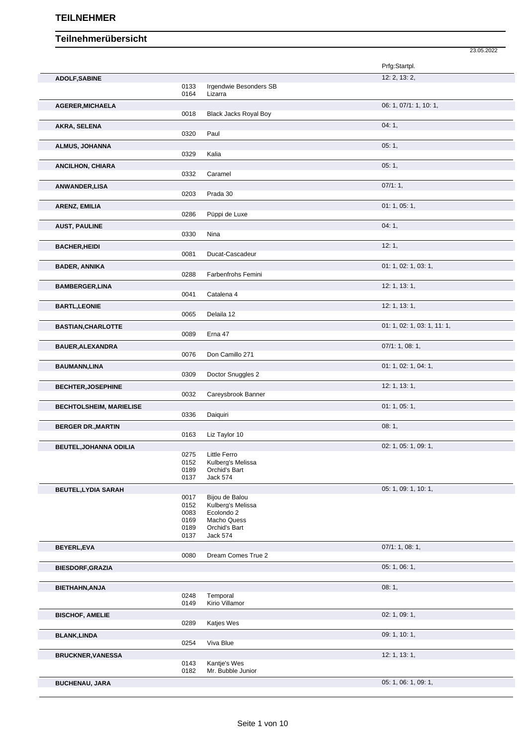# TEILNEHMER

## Teilnehmerübersicht

23.05.2022

| Name | Nr. | Pferd | Prfg:Startpl. |
|---|---|---|---|
| **ADOLF,SABINE** | | | 12: 2, 13: 2, |
| | 0133 | Irgendwie Besonders SB | |
| | 0164 | Lizarra | |
| **AGERER,MICHAELA** | | | 06: 1, 07/1: 1, 10: 1, |
| | 0018 | Black Jacks Royal Boy | |
| **AKRA, SELENA** | | | 04: 1, |
| | 0320 | Paul | |
| **ALMUS, JOHANNA** | | | 05: 1, |
| | 0329 | Kalia | |
| **ANCILHON, CHIARA** | | | 05: 1, |
| | 0332 | Caramel | |
| **ANWANDER,LISA** | | | 07/1: 1, |
| | 0203 | Prada 30 | |
| **ARENZ, EMILIA** | | | 01: 1, 05: 1, |
| | 0286 | Püppi de Luxe | |
| **AUST, PAULINE** | | | 04: 1, |
| | 0330 | Nina | |
| **BACHER,HEIDI** | | | 12: 1, |
| | 0081 | Ducat-Cascadeur | |
| **BADER, ANNIKA** | | | 01: 1, 02: 1, 03: 1, |
| | 0288 | Farbenfrohs Femini | |
| **BAMBERGER,LINA** | | | 12: 1, 13: 1, |
| | 0041 | Catalena 4 | |
| **BARTL,LEONIE** | | | 12: 1, 13: 1, |
| | 0065 | Delaila 12 | |
| **BASTIAN,CHARLOTTE** | | | 01: 1, 02: 1, 03: 1, 11: 1, |
| | 0089 | Erna 47 | |
| **BAUER,ALEXANDRA** | | | 07/1: 1, 08: 1, |
| | 0076 | Don Camillo 271 | |
| **BAUMANN,LINA** | | | 01: 1, 02: 1, 04: 1, |
| | 0309 | Doctor Snuggles 2 | |
| **BECHTER,JOSEPHINE** | | | 12: 1, 13: 1, |
| | 0032 | Careysbrook Banner | |
| **BECHTOLSHEIM, MARIELISE** | | | 01: 1, 05: 1, |
| | 0336 | Daiquiri | |
| **BERGER DR.,MARTIN** | | | 08: 1, |
| | 0163 | Liz Taylor 10 | |
| **BEUTEL,JOHANNA ODILIA** | | | 02: 1, 05: 1, 09: 1, |
| | 0275 | Little Ferro | |
| | 0152 | Kulberg's Melissa | |
| | 0189 | Orchid's Bart | |
| | 0137 | Jack 574 | |
| **BEUTEL,LYDIA SARAH** | | | 05: 1, 09: 1, 10: 1, |
| | 0017 | Bijou de Balou | |
| | 0152 | Kulberg's Melissa | |
| | 0083 | Ecolondo 2 | |
| | 0169 | Macho Quess | |
| | 0189 | Orchid's Bart | |
| | 0137 | Jack 574 | |
| **BEYERL,EVA** | | | 07/1: 1, 08: 1, |
| | 0080 | Dream Comes True 2 | |
| **BIESDORF,GRAZIA** | | | 05: 1, 06: 1, |
| **BIETHAHN,ANJA** | | | 08: 1, |
| | 0248 | Temporal | |
| | 0149 | Kirio Villamor | |
| **BISCHOF, AMELIE** | | | 02: 1, 09: 1, |
| | 0289 | Katjes Wes | |
| **BLANK,LINDA** | | | 09: 1, 10: 1, |
| | 0254 | Viva Blue | |
| **BRUCKNER,VANESSA** | | | 12: 1, 13: 1, |
| | 0143 | Kantje's Wes | |
| | 0182 | Mr. Bubble Junior | |
| **BUCHENAU, JARA** | | | 05: 1, 06: 1, 09: 1, |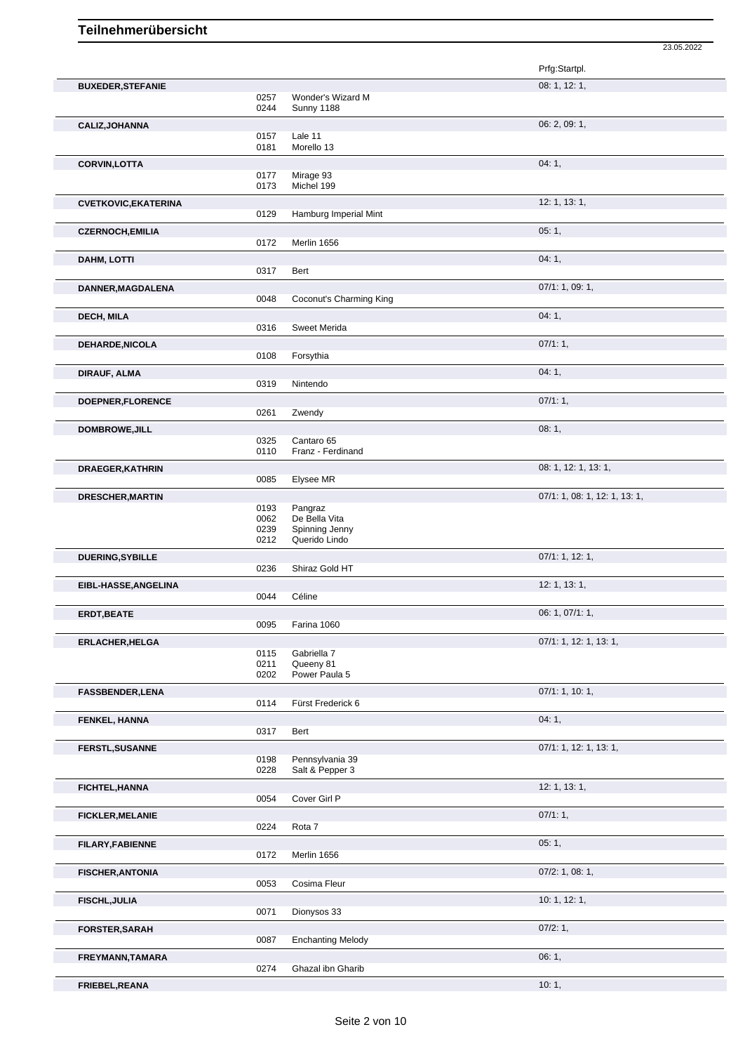# Teilnehmerübersicht

23.05.2022

| Name | Nr. | Pferd | Prfg:Startpl. |
|---|---|---|---|
| **BUXEDER,STEFANIE** | | | 08: 1, 12: 1, |
| | 0257 | Wonder's Wizard M | |
| | 0244 | Sunny 1188 | |
| **CALIZ,JOHANNA** | | | 06: 2, 09: 1, |
| | 0157 | Lale 11 | |
| | 0181 | Morello 13 | |
| **CORVIN,LOTTA** | | | 04: 1, |
| | 0177 | Mirage 93 | |
| | 0173 | Michel 199 | |
| **CVETKOVIC,EKATERINA** | | | 12: 1, 13: 1, |
| | 0129 | Hamburg Imperial Mint | |
| **CZERNOCH,EMILIA** | | | 05: 1, |
| | 0172 | Merlin 1656 | |
| **DAHM, LOTTI** | | | 04: 1, |
| | 0317 | Bert | |
| **DANNER,MAGDALENA** | | | 07/1: 1, 09: 1, |
| | 0048 | Coconut's Charming King | |
| **DECH, MILA** | | | 04: 1, |
| | 0316 | Sweet Merida | |
| **DEHARDE,NICOLA** | | | 07/1: 1, |
| | 0108 | Forsythia | |
| **DIRAUF, ALMA** | | | 04: 1, |
| | 0319 | Nintendo | |
| **DOEPNER,FLORENCE** | | | 07/1: 1, |
| | 0261 | Zwendy | |
| **DOMBROWE,JILL** | | | 08: 1, |
| | 0325 | Cantaro 65 | |
| | 0110 | Franz - Ferdinand | |
| **DRAEGER,KATHRIN** | | | 08: 1, 12: 1, 13: 1, |
| | 0085 | Elysee MR | |
| **DRESCHER,MARTIN** | | | 07/1: 1, 08: 1, 12: 1, 13: 1, |
| | 0193 | Pangraz | |
| | 0062 | De Bella Vita | |
| | 0239 | Spinning Jenny | |
| | 0212 | Querido Lindo | |
| **DUERING,SYBILLE** | | | 07/1: 1, 12: 1, |
| | 0236 | Shiraz Gold HT | |
| **EIBL-HASSE,ANGELINA** | | | 12: 1, 13: 1, |
| | 0044 | Céline | |
| **ERDT,BEATE** | | | 06: 1, 07/1: 1, |
| | 0095 | Farina 1060 | |
| **ERLACHER,HELGA** | | | 07/1: 1, 12: 1, 13: 1, |
| | 0115 | Gabriella 7 | |
| | 0211 | Queeny 81 | |
| | 0202 | Power Paula 5 | |
| **FASSBENDER,LENA** | | | 07/1: 1, 10: 1, |
| | 0114 | Fürst Frederick 6 | |
| **FENKEL, HANNA** | | | 04: 1, |
| | 0317 | Bert | |
| **FERSTL,SUSANNE** | | | 07/1: 1, 12: 1, 13: 1, |
| | 0198 | Pennsylvania 39 | |
| | 0228 | Salt & Pepper 3 | |
| **FICHTEL,HANNA** | | | 12: 1, 13: 1, |
| | 0054 | Cover Girl P | |
| **FICKLER,MELANIE** | | | 07/1: 1, |
| | 0224 | Rota 7 | |
| **FILARY,FABIENNE** | | | 05: 1, |
| | 0172 | Merlin 1656 | |
| **FISCHER,ANTONIA** | | | 07/2: 1, 08: 1, |
| | 0053 | Cosima Fleur | |
| **FISCHL,JULIA** | | | 10: 1, 12: 1, |
| | 0071 | Dionysos 33 | |
| **FORSTER,SARAH** | | | 07/2: 1, |
| | 0087 | Enchanting Melody | |
| **FREYMANN,TAMARA** | | | 06: 1, |
| | 0274 | Ghazal ibn Gharib | |
| **FRIEBEL,REANA** | | | 10: 1, |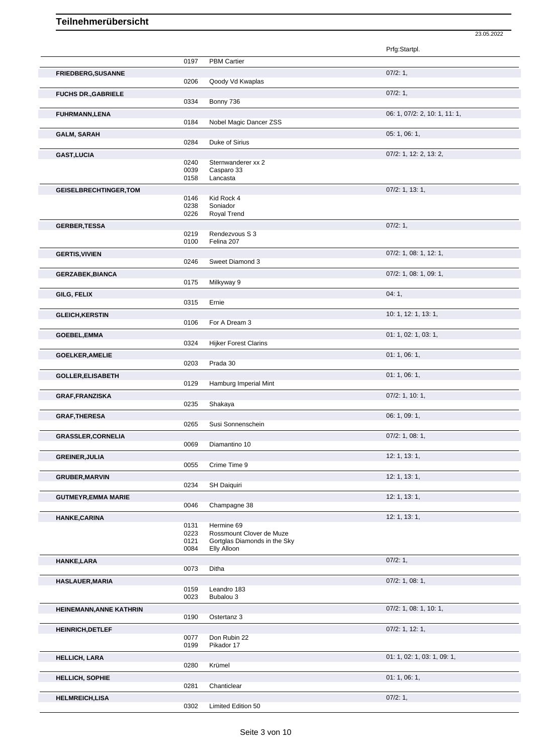# Teilnehmerübersicht

23.05.2022

| Name | Nr. | Pferd | Prfg:Startpl. |
|---|---|---|---|
| | 0197 | PBM Cartier | |
| **FRIEDBERG,SUSANNE** | | | 07/2: 1, |
| | 0206 | Qoody Vd Kwaplas | |
| **FUCHS DR.,GABRIELE** | | | 07/2: 1, |
| | 0334 | Bonny 736 | |
| **FUHRMANN,LENA** | | | 06: 1, 07/2: 2, 10: 1, 11: 1, |
| | 0184 | Nobel Magic Dancer ZSS | |
| **GALM, SARAH** | | | 05: 1, 06: 1, |
| | 0284 | Duke of Sirius | |
| **GAST,LUCIA** | | | 07/2: 1, 12: 2, 13: 2, |
| | 0240 | Sternwanderer xx 2 | |
| | 0039 | Casparo 33 | |
| | 0158 | Lancasta | |
| **GEISELBRECHTINGER,TOM** | | | 07/2: 1, 13: 1, |
| | 0146 | Kid Rock 4 | |
| | 0238 | Soniador | |
| | 0226 | Royal Trend | |
| **GERBER,TESSA** | | | 07/2: 1, |
| | 0219 | Rendezvous S 3 | |
| | 0100 | Felina 207 | |
| **GERTIS,VIVIEN** | | | 07/2: 1, 08: 1, 12: 1, |
| | 0246 | Sweet Diamond 3 | |
| **GERZABEK,BIANCA** | | | 07/2: 1, 08: 1, 09: 1, |
| | 0175 | Milkyway 9 | |
| **GILG, FELIX** | | | 04: 1, |
| | 0315 | Ernie | |
| **GLEICH,KERSTIN** | | | 10: 1, 12: 1, 13: 1, |
| | 0106 | For A Dream 3 | |
| **GOEBEL,EMMA** | | | 01: 1, 02: 1, 03: 1, |
| | 0324 | Hijker Forest Clarins | |
| **GOELKER,AMELIE** | | | 01: 1, 06: 1, |
| | 0203 | Prada 30 | |
| **GOLLER,ELISABETH** | | | 01: 1, 06: 1, |
| | 0129 | Hamburg Imperial Mint | |
| **GRAF,FRANZISKA** | | | 07/2: 1, 10: 1, |
| | 0235 | Shakaya | |
| **GRAF,THERESA** | | | 06: 1, 09: 1, |
| | 0265 | Susi Sonnenschein | |
| **GRASSLER,CORNELIA** | | | 07/2: 1, 08: 1, |
| | 0069 | Diamantino 10 | |
| **GREINER,JULIA** | | | 12: 1, 13: 1, |
| | 0055 | Crime Time 9 | |
| **GRUBER,MARVIN** | | | 12: 1, 13: 1, |
| | 0234 | SH Daiquiri | |
| **GUTMEYR,EMMA MARIE** | | | 12: 1, 13: 1, |
| | 0046 | Champagne 38 | |
| **HANKE,CARINA** | | | 12: 1, 13: 1, |
| | 0131 | Hermine 69 | |
| | 0223 | Rossmount Clover de Muze | |
| | 0121 | Gortglas Diamonds in the Sky | |
| | 0084 | Elly Alloon | |
| **HANKE,LARA** | | | 07/2: 1, |
| | 0073 | Ditha | |
| **HASLAUER,MARIA** | | | 07/2: 1, 08: 1, |
| | 0159 | Leandro 183 | |
| | 0023 | Bubalou 3 | |
| **HEINEMANN,ANNE KATHRIN** | | | 07/2: 1, 08: 1, 10: 1, |
| | 0190 | Ostertanz 3 | |
| **HEINRICH,DETLEF** | | | 07/2: 1, 12: 1, |
| | 0077 | Don Rubin 22 | |
| | 0199 | Pikador 17 | |
| **HELLICH, LARA** | | | 01: 1, 02: 1, 03: 1, 09: 1, |
| | 0280 | Krümel | |
| **HELLICH, SOPHIE** | | | 01: 1, 06: 1, |
| | 0281 | Chanticlear | |
| **HELMREICH,LISA** | | | 07/2: 1, |
| | 0302 | Limited Edition 50 | |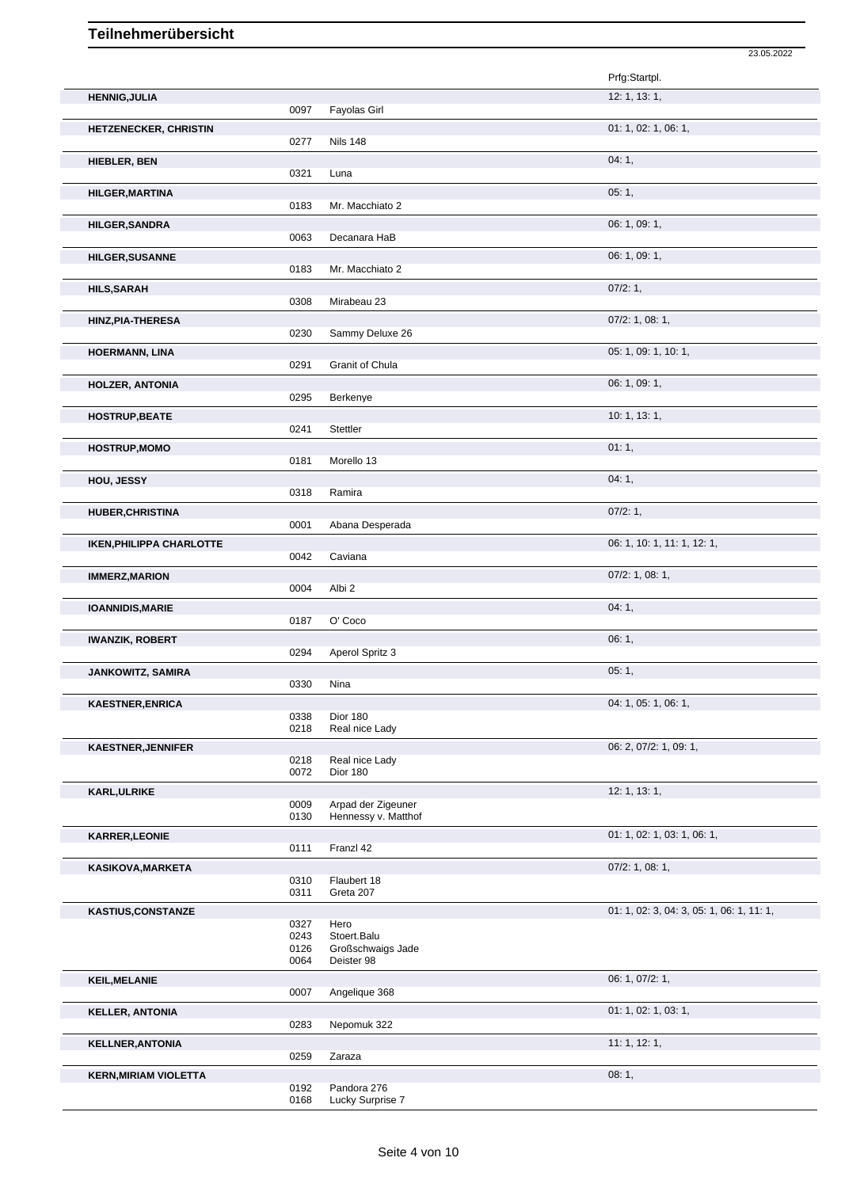# Teilnehmerübersicht

23.05.2022

| Name | Nr. | Pferd | Prfg:Startpl. |
|---|---|---|---|
| **HENNIG,JULIA** | | | 12: 1, 13: 1, |
| | 0097 | Fayolas Girl | |
| **HETZENECKER, CHRISTIN** | | | 01: 1, 02: 1, 06: 1, |
| | 0277 | Nils 148 | |
| **HIEBLER, BEN** | | | 04: 1, |
| | 0321 | Luna | |
| **HILGER,MARTINA** | | | 05: 1, |
| | 0183 | Mr. Macchiato 2 | |
| **HILGER,SANDRA** | | | 06: 1, 09: 1, |
| | 0063 | Decanara HaB | |
| **HILGER,SUSANNE** | | | 06: 1, 09: 1, |
| | 0183 | Mr. Macchiato 2 | |
| **HILS,SARAH** | | | 07/2: 1, |
| | 0308 | Mirabeau 23 | |
| **HINZ,PIA-THERESA** | | | 07/2: 1, 08: 1, |
| | 0230 | Sammy Deluxe 26 | |
| **HOERMANN, LINA** | | | 05: 1, 09: 1, 10: 1, |
| | 0291 | Granit of Chula | |
| **HOLZER, ANTONIA** | | | 06: 1, 09: 1, |
| | 0295 | Berkenye | |
| **HOSTRUP,BEATE** | | | 10: 1, 13: 1, |
| | 0241 | Stettler | |
| **HOSTRUP,MOMO** | | | 01: 1, |
| | 0181 | Morello 13 | |
| **HOU, JESSY** | | | 04: 1, |
| | 0318 | Ramira | |
| **HUBER,CHRISTINA** | | | 07/2: 1, |
| | 0001 | Abana Desperada | |
| **IKEN,PHILIPPA CHARLOTTE** | | | 06: 1, 10: 1, 11: 1, 12: 1, |
| | 0042 | Caviana | |
| **IMMERZ,MARION** | | | 07/2: 1, 08: 1, |
| | 0004 | Albi 2 | |
| **IOANNIDIS,MARIE** | | | 04: 1, |
| | 0187 | O' Coco | |
| **IWANZIK, ROBERT** | | | 06: 1, |
| | 0294 | Aperol Spritz 3 | |
| **JANKOWITZ, SAMIRA** | | | 05: 1, |
| | 0330 | Nina | |
| **KAESTNER,ENRICA** | | | 04: 1, 05: 1, 06: 1, |
| | 0338 | Dior 180 | |
| | 0218 | Real nice Lady | |
| **KAESTNER,JENNIFER** | | | 06: 2, 07/2: 1, 09: 1, |
| | 0218 | Real nice Lady | |
| | 0072 | Dior 180 | |
| **KARL,ULRIKE** | | | 12: 1, 13: 1, |
| | 0009 | Arpad der Zigeuner | |
| | 0130 | Hennessy v. Matthof | |
| **KARRER,LEONIE** | | | 01: 1, 02: 1, 03: 1, 06: 1, |
| | 0111 | Franzl 42 | |
| **KASIKOVA,MARKETA** | | | 07/2: 1, 08: 1, |
| | 0310 | Flaubert 18 | |
| | 0311 | Greta 207 | |
| **KASTIUS,CONSTANZE** | | | 01: 1, 02: 3, 04: 3, 05: 1, 06: 1, 11: 1, |
| | 0327 | Hero | |
| | 0243 | Stoert.Balu | |
| | 0126 | Großschwaigs Jade | |
| | 0064 | Deister 98 | |
| **KEIL,MELANIE** | | | 06: 1, 07/2: 1, |
| | 0007 | Angelique 368 | |
| **KELLER, ANTONIA** | | | 01: 1, 02: 1, 03: 1, |
| | 0283 | Nepomuk 322 | |
| **KELLNER,ANTONIA** | | | 11: 1, 12: 1, |
| | 0259 | Zaraza | |
| **KERN,MIRIAM VIOLETTA** | | | 08: 1, |
| | 0192 | Pandora 276 | |
| | 0168 | Lucky Surprise 7 | |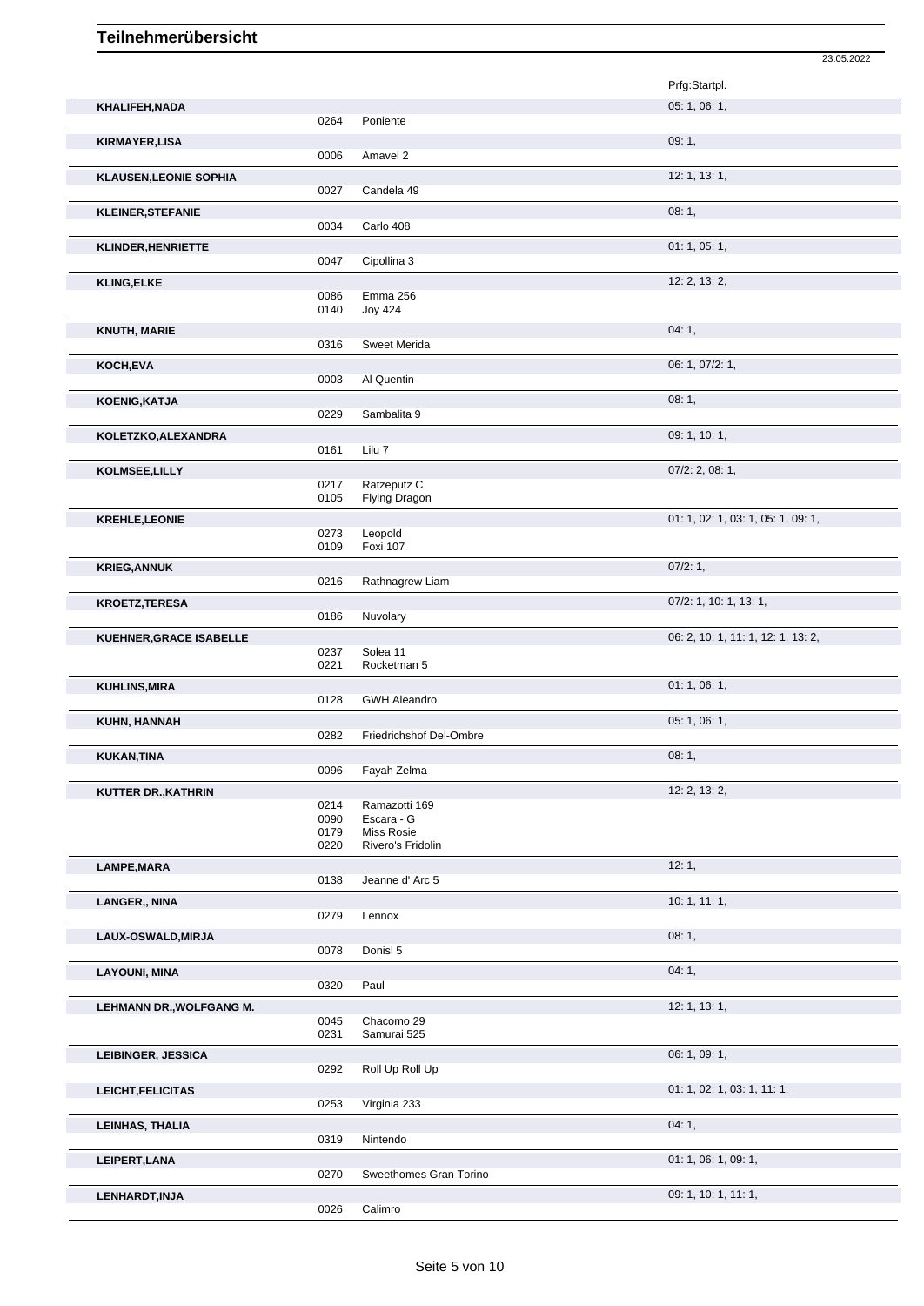# Teilnehmerübersicht

23.05.2022

| Name | Nr. | Pferd | Prfg:Startpl. |
|---|---|---|---|
| **KHALIFEH,NADA** | | | 05: 1, 06: 1, |
| | 0264 | Poniente | |
| **KIRMAYER,LISA** | | | 09: 1, |
| | 0006 | Amavel 2 | |
| **KLAUSEN,LEONIE SOPHIA** | | | 12: 1, 13: 1, |
| | 0027 | Candela 49 | |
| **KLEINER,STEFANIE** | | | 08: 1, |
| | 0034 | Carlo 408 | |
| **KLINDER,HENRIETTE** | | | 01: 1, 05: 1, |
| | 0047 | Cipollina 3 | |
| **KLING,ELKE** | | | 12: 2, 13: 2, |
| | 0086 | Emma 256 | |
| | 0140 | Joy 424 | |
| **KNUTH, MARIE** | | | 04: 1, |
| | 0316 | Sweet Merida | |
| **KOCH,EVA** | | | 06: 1, 07/2: 1, |
| | 0003 | Al Quentin | |
| **KOENIG,KATJA** | | | 08: 1, |
| | 0229 | Sambalita 9 | |
| **KOLETZKO,ALEXANDRA** | | | 09: 1, 10: 1, |
| | 0161 | Lilu 7 | |
| **KOLMSEE,LILLY** | | | 07/2: 2, 08: 1, |
| | 0217 | Ratzeputz C | |
| | 0105 | Flying Dragon | |
| **KREHLE,LEONIE** | | | 01: 1, 02: 1, 03: 1, 05: 1, 09: 1, |
| | 0273 | Leopold | |
| | 0109 | Foxi 107 | |
| **KRIEG,ANNUK** | | | 07/2: 1, |
| | 0216 | Rathnagrew Liam | |
| **KROETZ,TERESA** | | | 07/2: 1, 10: 1, 13: 1, |
| | 0186 | Nuvolary | |
| **KUEHNER,GRACE ISABELLE** | | | 06: 2, 10: 1, 11: 1, 12: 1, 13: 2, |
| | 0237 | Solea 11 | |
| | 0221 | Rocketman 5 | |
| **KUHLINS,MIRA** | | | 01: 1, 06: 1, |
| | 0128 | GWH Aleandro | |
| **KUHN, HANNAH** | | | 05: 1, 06: 1, |
| | 0282 | Friedrichshof Del-Ombre | |
| **KUKAN,TINA** | | | 08: 1, |
| | 0096 | Fayah Zelma | |
| **KUTTER DR.,KATHRIN** | | | 12: 2, 13: 2, |
| | 0214 | Ramazotti 169 | |
| | 0090 | Escara - G | |
| | 0179 | Miss Rosie | |
| | 0220 | Rivero's Fridolin | |
| **LAMPE,MARA** | | | 12: 1, |
| | 0138 | Jeanne d' Arc 5 | |
| **LANGER,, NINA** | | | 10: 1, 11: 1, |
| | 0279 | Lennox | |
| **LAUX-OSWALD,MIRJA** | | | 08: 1, |
| | 0078 | Donisl 5 | |
| **LAYOUNI, MINA** | | | 04: 1, |
| | 0320 | Paul | |
| **LEHMANN DR.,WOLFGANG M.** | | | 12: 1, 13: 1, |
| | 0045 | Chacomo 29 | |
| | 0231 | Samurai 525 | |
| **LEIBINGER, JESSICA** | | | 06: 1, 09: 1, |
| | 0292 | Roll Up Roll Up | |
| **LEICHT,FELICITAS** | | | 01: 1, 02: 1, 03: 1, 11: 1, |
| | 0253 | Virginia 233 | |
| **LEINHAS, THALIA** | | | 04: 1, |
| | 0319 | Nintendo | |
| **LEIPERT,LANA** | | | 01: 1, 06: 1, 09: 1, |
| | 0270 | Sweethomes Gran Torino | |
| **LENHARDT,INJA** | | | 09: 1, 10: 1, 11: 1, |
| | 0026 | Calimro | |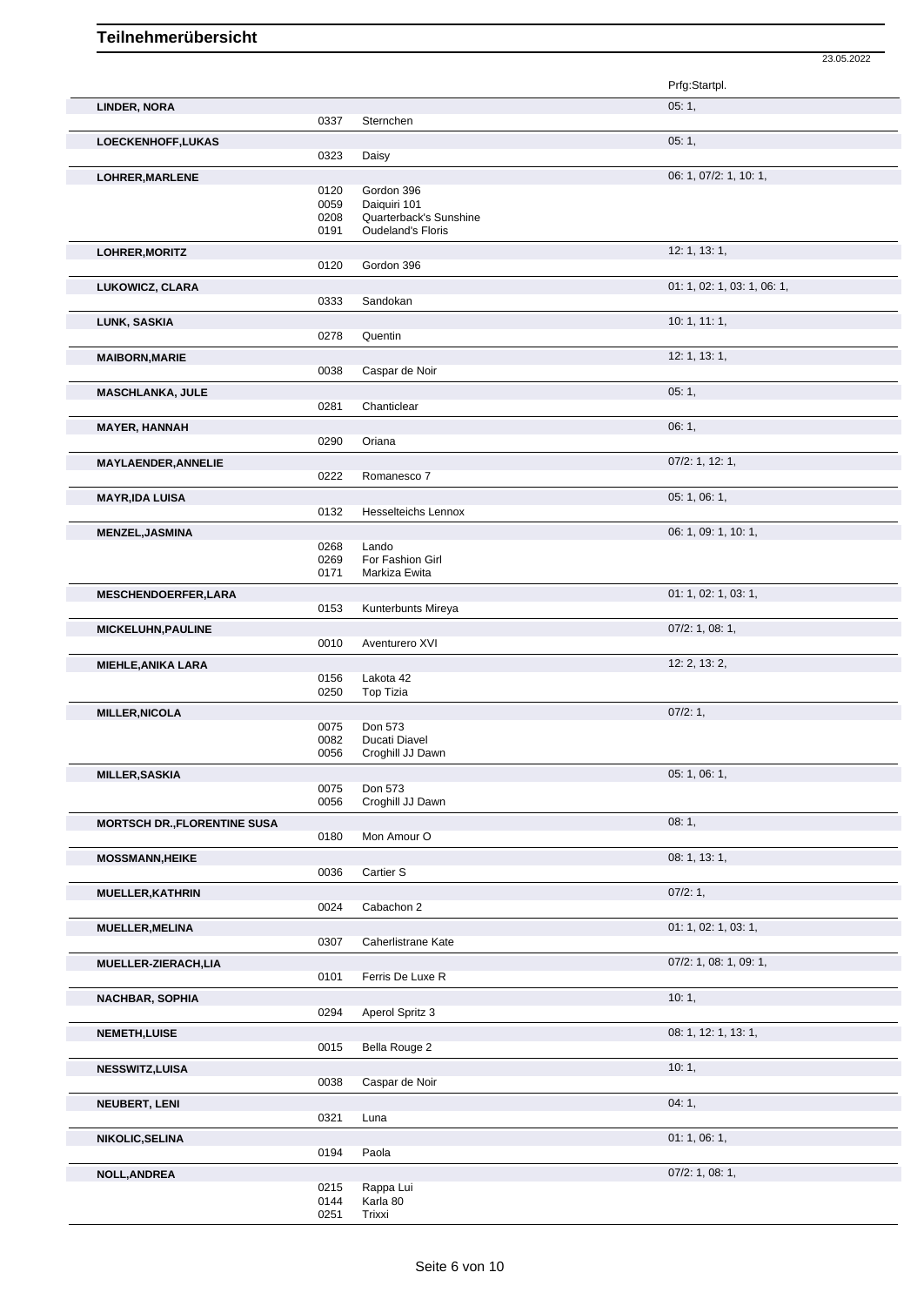# Teilnehmerübersicht

23.05.2022

| Name | Nr. | Pferd | Prfg:Startpl. |
|---|---|---|---|
| **LINDER, NORA** | | | 05: 1, |
| | 0337 | Sternchen | |
| **LOECKENHOFF,LUKAS** | | | 05: 1, |
| | 0323 | Daisy | |
| **LOHRER,MARLENE** | | | 06: 1, 07/2: 1, 10: 1, |
| | 0120 | Gordon 396 | |
| | 0059 | Daiquiri 101 | |
| | 0208 | Quarterback's Sunshine | |
| | 0191 | Oudeland's Floris | |
| **LOHRER,MORITZ** | | | 12: 1, 13: 1, |
| | 0120 | Gordon 396 | |
| **LUKOWICZ, CLARA** | | | 01: 1, 02: 1, 03: 1, 06: 1, |
| | 0333 | Sandokan | |
| **LUNK, SASKIA** | | | 10: 1, 11: 1, |
| | 0278 | Quentin | |
| **MAIBORN,MARIE** | | | 12: 1, 13: 1, |
| | 0038 | Caspar de Noir | |
| **MASCHLANKA, JULE** | | | 05: 1, |
| | 0281 | Chanticlear | |
| **MAYER, HANNAH** | | | 06: 1, |
| | 0290 | Oriana | |
| **MAYLAENDER,ANNELIE** | | | 07/2: 1, 12: 1, |
| | 0222 | Romanesco 7 | |
| **MAYR,IDA LUISA** | | | 05: 1, 06: 1, |
| | 0132 | Hesselteichs Lennox | |
| **MENZEL,JASMINA** | | | 06: 1, 09: 1, 10: 1, |
| | 0268 | Lando | |
| | 0269 | For Fashion Girl | |
| | 0171 | Markiza Ewita | |
| **MESCHENDOERFER,LARA** | | | 01: 1, 02: 1, 03: 1, |
| | 0153 | Kunterbunts Mireya | |
| **MICKELUHN,PAULINE** | | | 07/2: 1, 08: 1, |
| | 0010 | Aventurero XVI | |
| **MIEHLE,ANIKA LARA** | | | 12: 2, 13: 2, |
| | 0156 | Lakota 42 | |
| | 0250 | Top Tizia | |
| **MILLER,NICOLA** | | | 07/2: 1, |
| | 0075 | Don 573 | |
| | 0082 | Ducati Diavel | |
| | 0056 | Croghill JJ Dawn | |
| **MILLER,SASKIA** | | | 05: 1, 06: 1, |
| | 0075 | Don 573 | |
| | 0056 | Croghill JJ Dawn | |
| **MORTSCH DR.,FLORENTINE SUSA** | | | 08: 1, |
| | 0180 | Mon Amour O | |
| **MOSSMANN,HEIKE** | | | 08: 1, 13: 1, |
| | 0036 | Cartier S | |
| **MUELLER,KATHRIN** | | | 07/2: 1, |
| | 0024 | Cabachon 2 | |
| **MUELLER,MELINA** | | | 01: 1, 02: 1, 03: 1, |
| | 0307 | Caherlistrane Kate | |
| **MUELLER-ZIERACH,LIA** | | | 07/2: 1, 08: 1, 09: 1, |
| | 0101 | Ferris De Luxe R | |
| **NACHBAR, SOPHIA** | | | 10: 1, |
| | 0294 | Aperol Spritz 3 | |
| **NEMETH,LUISE** | | | 08: 1, 12: 1, 13: 1, |
| | 0015 | Bella Rouge 2 | |
| **NESSWITZ,LUISA** | | | 10: 1, |
| | 0038 | Caspar de Noir | |
| **NEUBERT, LENI** | | | 04: 1, |
| | 0321 | Luna | |
| **NIKOLIC,SELINA** | | | 01: 1, 06: 1, |
| | 0194 | Paola | |
| **NOLL,ANDREA** | | | 07/2: 1, 08: 1, |
| | 0215 | Rappa Lui | |
| | 0144 | Karla 80 | |
| | 0251 | Trixxi | |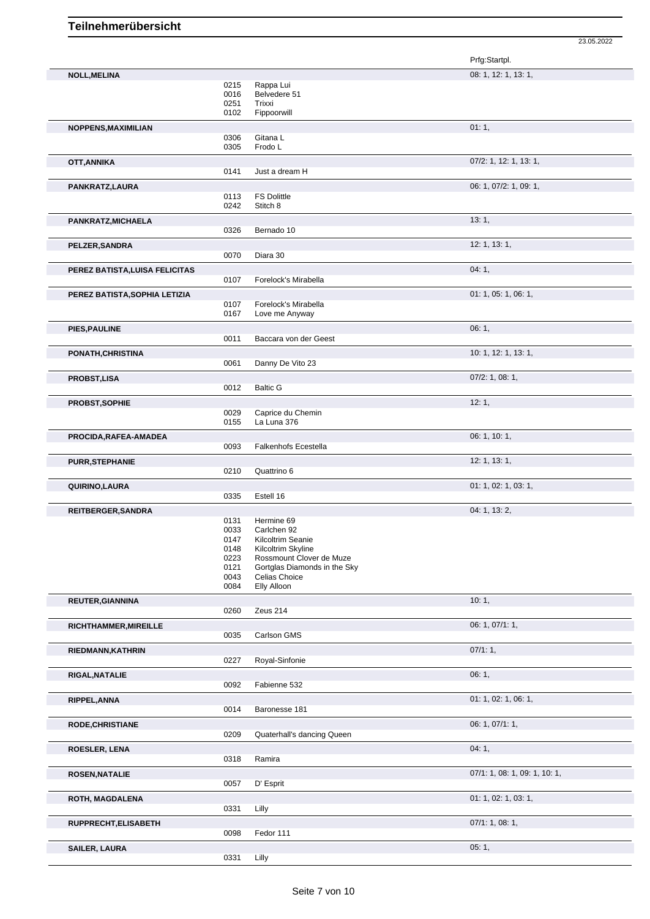# Teilnehmerübersicht

23.05.2022

| Teilnehmer | Nr. | Pferd | Prfg:Startpl. |
|---|---|---|---|
| **NOLL,MELINA** | | | 08: 1, 12: 1, 13: 1, |
| | 0215 | Rappa Lui | |
| | 0016 | Belvedere 51 | |
| | 0251 | Trixxi | |
| | 0102 | Fippoorwill | |
| **NOPPENS,MAXIMILIAN** | | | 01: 1, |
| | 0306 | Gitana L | |
| | 0305 | Frodo L | |
| **OTT,ANNIKA** | | | 07/2: 1, 12: 1, 13: 1, |
| | 0141 | Just a dream H | |
| **PANKRATZ,LAURA** | | | 06: 1, 07/2: 1, 09: 1, |
| | 0113 | FS Dolittle | |
| | 0242 | Stitch 8 | |
| **PANKRATZ,MICHAELA** | | | 13: 1, |
| | 0326 | Bernado 10 | |
| **PELZER,SANDRA** | | | 12: 1, 13: 1, |
| | 0070 | Diara 30 | |
| **PEREZ BATISTA,LUISA FELICITAS** | | | 04: 1, |
| | 0107 | Forelock's Mirabella | |
| **PEREZ BATISTA,SOPHIA LETIZIA** | | | 01: 1, 05: 1, 06: 1, |
| | 0107 | Forelock's Mirabella | |
| | 0167 | Love me Anyway | |
| **PIES,PAULINE** | | | 06: 1, |
| | 0011 | Baccara von der Geest | |
| **PONATH,CHRISTINA** | | | 10: 1, 12: 1, 13: 1, |
| | 0061 | Danny De Vito 23 | |
| **PROBST,LISA** | | | 07/2: 1, 08: 1, |
| | 0012 | Baltic G | |
| **PROBST,SOPHIE** | | | 12: 1, |
| | 0029 | Caprice du Chemin | |
| | 0155 | La Luna 376 | |
| **PROCIDA,RAFEA-AMADEA** | | | 06: 1, 10: 1, |
| | 0093 | Falkenhofs Ecestella | |
| **PURR,STEPHANIE** | | | 12: 1, 13: 1, |
| | 0210 | Quattrino 6 | |
| **QUIRINO,LAURA** | | | 01: 1, 02: 1, 03: 1, |
| | 0335 | Estell 16 | |
| **REITBERGER,SANDRA** | | | 04: 1, 13: 2, |
| | 0131 | Hermine 69 | |
| | 0033 | Carlchen 92 | |
| | 0147 | Kilcoltrim Seanie | |
| | 0148 | Kilcoltrim Skyline | |
| | 0223 | Rossmount Clover de Muze | |
| | 0121 | Gortglas Diamonds in the Sky | |
| | 0043 | Celias Choice | |
| | 0084 | Elly Alloon | |
| **REUTER,GIANNINA** | | | 10: 1, |
| | 0260 | Zeus 214 | |
| **RICHTHAMMER,MIREILLE** | | | 06: 1, 07/1: 1, |
| | 0035 | Carlson GMS | |
| **RIEDMANN,KATHRIN** | | | 07/1: 1, |
| | 0227 | Royal-Sinfonie | |
| **RIGAL,NATALIE** | | | 06: 1, |
| | 0092 | Fabienne 532 | |
| **RIPPEL,ANNA** | | | 01: 1, 02: 1, 06: 1, |
| | 0014 | Baronesse 181 | |
| **RODE,CHRISTIANE** | | | 06: 1, 07/1: 1, |
| | 0209 | Quaterhall's dancing Queen | |
| **ROESLER, LENA** | | | 04: 1, |
| | 0318 | Ramira | |
| **ROSEN,NATALIE** | | | 07/1: 1, 08: 1, 09: 1, 10: 1, |
| | 0057 | D' Esprit | |
| **ROTH, MAGDALENA** | | | 01: 1, 02: 1, 03: 1, |
| | 0331 | Lilly | |
| **RUPPRECHT,ELISABETH** | | | 07/1: 1, 08: 1, |
| | 0098 | Fedor 111 | |
| **SAILER, LAURA** | | | 05: 1, |
| | 0331 | Lilly | |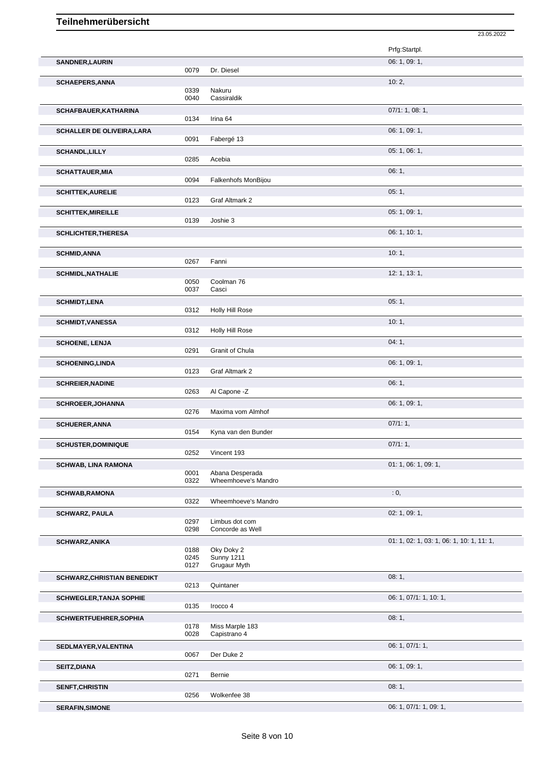# Teilnehmerübersicht

23.05.2022

| Name | Nr. | Pferd | Prfg:Startpl. |
|---|---|---|---|
| **SANDNER,LAURIN** | | | 06: 1, 09: 1, |
| | 0079 | Dr. Diesel | |
| **SCHAEPERS,ANNA** | | | 10: 2, |
| | 0339 | Nakuru | |
| | 0040 | Cassiraldik | |
| **SCHAFBAUER,KATHARINA** | | | 07/1: 1, 08: 1, |
| | 0134 | Irina 64 | |
| **SCHALLER DE OLIVEIRA,LARA** | | | 06: 1, 09: 1, |
| | 0091 | Fabergé 13 | |
| **SCHANDL,LILLY** | | | 05: 1, 06: 1, |
| | 0285 | Acebia | |
| **SCHATTAUER,MIA** | | | 06: 1, |
| | 0094 | Falkenhofs MonBijou | |
| **SCHITTEK,AURELIE** | | | 05: 1, |
| | 0123 | Graf Altmark 2 | |
| **SCHITTEK,MIREILLE** | | | 05: 1, 09: 1, |
| | 0139 | Joshie 3 | |
| **SCHLICHTER,THERESA** | | | 06: 1, 10: 1, |
| **SCHMID,ANNA** | | | 10: 1, |
| | 0267 | Fanni | |
| **SCHMIDL,NATHALIE** | | | 12: 1, 13: 1, |
| | 0050 | Coolman 76 | |
| | 0037 | Casci | |
| **SCHMIDT,LENA** | | | 05: 1, |
| | 0312 | Holly Hill Rose | |
| **SCHMIDT,VANESSA** | | | 10: 1, |
| | 0312 | Holly Hill Rose | |
| **SCHOENE, LENJA** | | | 04: 1, |
| | 0291 | Granit of Chula | |
| **SCHOENING,LINDA** | | | 06: 1, 09: 1, |
| | 0123 | Graf Altmark 2 | |
| **SCHREIER,NADINE** | | | 06: 1, |
| | 0263 | Al Capone -Z | |
| **SCHROEER,JOHANNA** | | | 06: 1, 09: 1, |
| | 0276 | Maxima vom Almhof | |
| **SCHUERER,ANNA** | | | 07/1: 1, |
| | 0154 | Kyna van den Bunder | |
| **SCHUSTER,DOMINIQUE** | | | 07/1: 1, |
| | 0252 | Vincent 193 | |
| **SCHWAB, LINA RAMONA** | | | 01: 1, 06: 1, 09: 1, |
| | 0001 | Abana Desperada | |
| | 0322 | Wheemhoeve's Mandro | |
| **SCHWAB,RAMONA** | | | : 0, |
| | 0322 | Wheemhoeve's Mandro | |
| **SCHWARZ, PAULA** | | | 02: 1, 09: 1, |
| | 0297 | Limbus dot com | |
| | 0298 | Concorde as Well | |
| **SCHWARZ,ANIKA** | | | 01: 1, 02: 1, 03: 1, 06: 1, 10: 1, 11: 1, |
| | 0188 | Oky Doky 2 | |
| | 0245 | Sunny 1211 | |
| | 0127 | Grugaur Myth | |
| **SCHWARZ,CHRISTIAN BENEDIKT** | | | 08: 1, |
| | 0213 | Quintaner | |
| **SCHWEGLER,TANJA SOPHIE** | | | 06: 1, 07/1: 1, 10: 1, |
| | 0135 | Irocco 4 | |
| **SCHWERTFUEHRER,SOPHIA** | | | 08: 1, |
| | 0178 | Miss Marple 183 | |
| | 0028 | Capistrano 4 | |
| **SEDLMAYER,VALENTINA** | | | 06: 1, 07/1: 1, |
| | 0067 | Der Duke 2 | |
| **SEITZ,DIANA** | | | 06: 1, 09: 1, |
| | 0271 | Bernie | |
| **SENFT,CHRISTIN** | | | 08: 1, |
| | 0256 | Wolkenfee 38 | |
| **SERAFIN,SIMONE** | | | 06: 1, 07/1: 1, 09: 1, |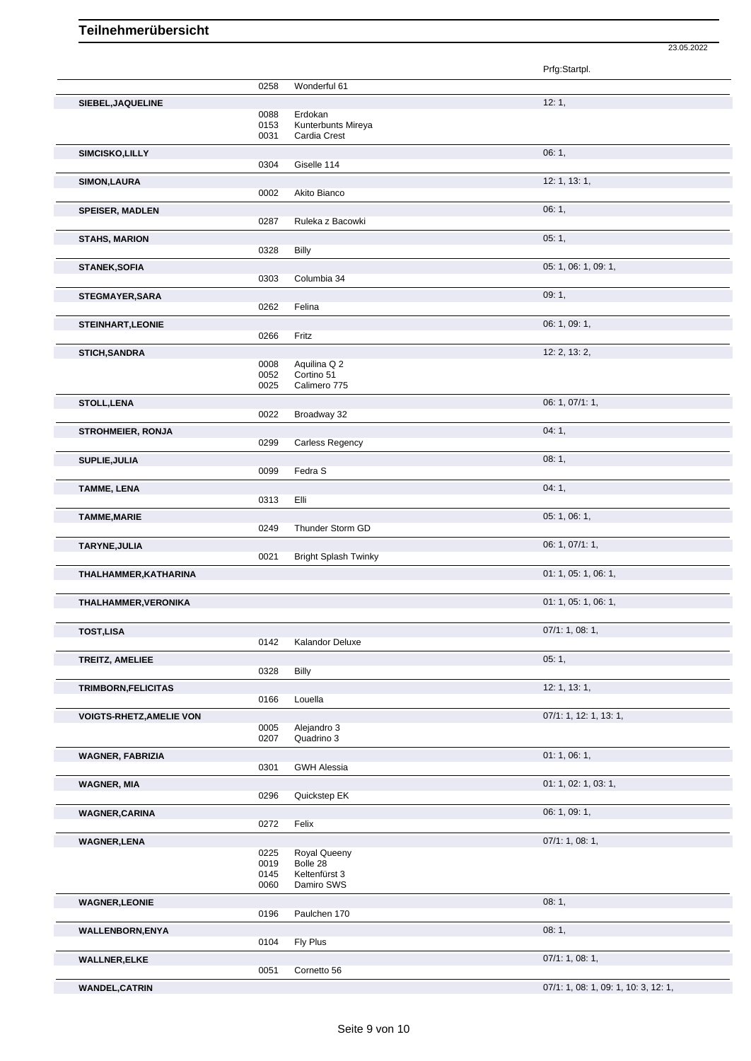# Teilnehmerübersicht

23.05.2022

| Name | Nr. | Pferd | Prfg:Startpl. |
|---|---|---|---|
| | 0258 | Wonderful 61 | |
| **SIEBEL,JAQUELINE** | | | 12: 1, |
| | 0088 | Erdokan | |
| | 0153 | Kunterbunts Mireya | |
| | 0031 | Cardia Crest | |
| **SIMCISKO,LILLY** | | | 06: 1, |
| | 0304 | Giselle 114 | |
| **SIMON,LAURA** | | | 12: 1, 13: 1, |
| | 0002 | Akito Bianco | |
| **SPEISER, MADLEN** | | | 06: 1, |
| | 0287 | Ruleka z Bacowki | |
| **STAHS, MARION** | | | 05: 1, |
| | 0328 | Billy | |
| **STANEK,SOFIA** | | | 05: 1, 06: 1, 09: 1, |
| | 0303 | Columbia 34 | |
| **STEGMAYER,SARA** | | | 09: 1, |
| | 0262 | Felina | |
| **STEINHART,LEONIE** | | | 06: 1, 09: 1, |
| | 0266 | Fritz | |
| **STICH,SANDRA** | | | 12: 2, 13: 2, |
| | 0008 | Aquilina Q 2 | |
| | 0052 | Cortino 51 | |
| | 0025 | Calimero 775 | |
| **STOLL,LENA** | | | 06: 1, 07/1: 1, |
| | 0022 | Broadway 32 | |
| **STROHMEIER, RONJA** | | | 04: 1, |
| | 0299 | Carless Regency | |
| **SUPLIE,JULIA** | | | 08: 1, |
| | 0099 | Fedra S | |
| **TAMME, LENA** | | | 04: 1, |
| | 0313 | Elli | |
| **TAMME,MARIE** | | | 05: 1, 06: 1, |
| | 0249 | Thunder Storm GD | |
| **TARYNE,JULIA** | | | 06: 1, 07/1: 1, |
| | 0021 | Bright Splash Twinky | |
| **THALHAMMER,KATHARINA** | | | 01: 1, 05: 1, 06: 1, |
| **THALHAMMER,VERONIKA** | | | 01: 1, 05: 1, 06: 1, |
| **TOST,LISA** | | | 07/1: 1, 08: 1, |
| | 0142 | Kalandor Deluxe | |
| **TREITZ, AMELIEE** | | | 05: 1, |
| | 0328 | Billy | |
| **TRIMBORN,FELICITAS** | | | 12: 1, 13: 1, |
| | 0166 | Louella | |
| **VOIGTS-RHETZ,AMELIE VON** | | | 07/1: 1, 12: 1, 13: 1, |
| | 0005 | Alejandro 3 | |
| | 0207 | Quadrino 3 | |
| **WAGNER, FABRIZIA** | | | 01: 1, 06: 1, |
| | 0301 | GWH Alessia | |
| **WAGNER, MIA** | | | 01: 1, 02: 1, 03: 1, |
| | 0296 | Quickstep EK | |
| **WAGNER,CARINA** | | | 06: 1, 09: 1, |
| | 0272 | Felix | |
| **WAGNER,LENA** | | | 07/1: 1, 08: 1, |
| | 0225 | Royal Queeny | |
| | 0019 | Bolle 28 | |
| | 0145 | Keltenfürst 3 | |
| | 0060 | Damiro SWS | |
| **WAGNER,LEONIE** | | | 08: 1, |
| | 0196 | Paulchen 170 | |
| **WALLENBORN,ENYA** | | | 08: 1, |
| | 0104 | Fly Plus | |
| **WALLNER,ELKE** | | | 07/1: 1, 08: 1, |
| | 0051 | Cornetto 56 | |
| **WANDEL,CATRIN** | | | 07/1: 1, 08: 1, 09: 1, 10: 3, 12: 1, |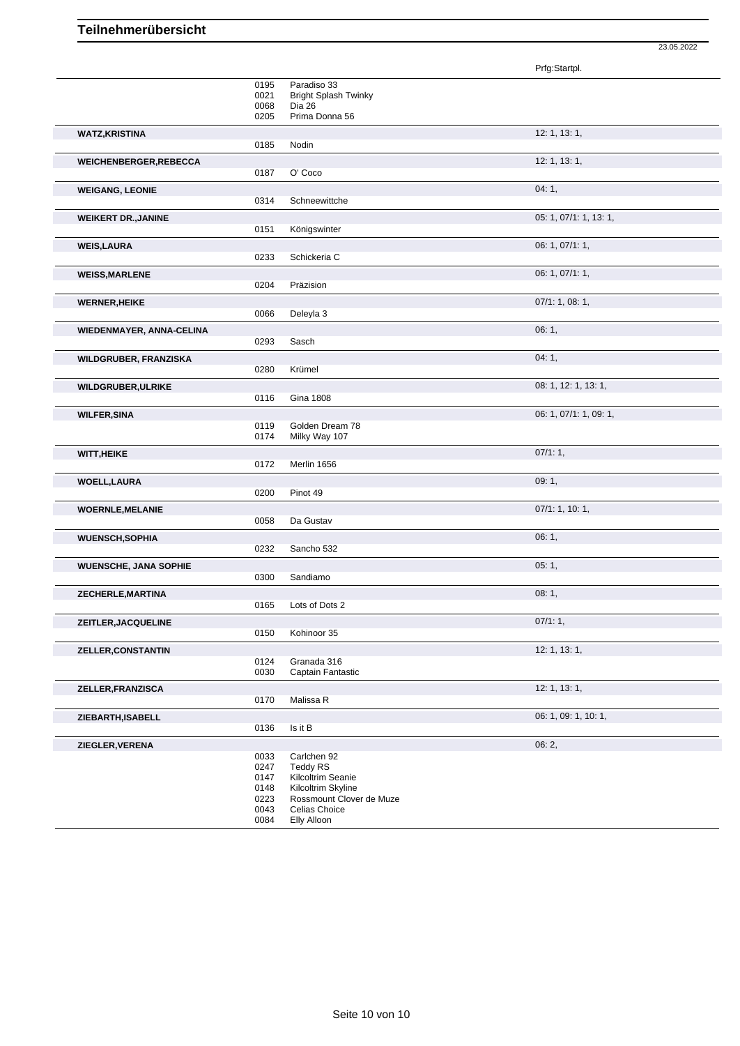# Teilnehmerübersicht

23.05.2022

| | | | Prfg:Startpl. |
|---|---|---|---|
| | 0195 | Paradiso 33 | |
| | 0021 | Bright Splash Twinky | |
| | 0068 | Dia 26 | |
| | 0205 | Prima Donna 56 | |
| **WATZ,KRISTINA** | | | 12: 1, 13: 1, |
| | 0185 | Nodin | |
| **WEICHENBERGER,REBECCA** | | | 12: 1, 13: 1, |
| | 0187 | O' Coco | |
| **WEIGANG, LEONIE** | | | 04: 1, |
| | 0314 | Schneewittche | |
| **WEIKERT DR.,JANINE** | | | 05: 1, 07/1: 1, 13: 1, |
| | 0151 | Königswinter | |
| **WEIS,LAURA** | | | 06: 1, 07/1: 1, |
| | 0233 | Schickeria C | |
| **WEISS,MARLENE** | | | 06: 1, 07/1: 1, |
| | 0204 | Präzision | |
| **WERNER,HEIKE** | | | 07/1: 1, 08: 1, |
| | 0066 | Deleyla 3 | |
| **WIEDENMAYER, ANNA-CELINA** | | | 06: 1, |
| | 0293 | Sasch | |
| **WILDGRUBER, FRANZISKA** | | | 04: 1, |
| | 0280 | Krümel | |
| **WILDGRUBER,ULRIKE** | | | 08: 1, 12: 1, 13: 1, |
| | 0116 | Gina 1808 | |
| **WILFER,SINA** | | | 06: 1, 07/1: 1, 09: 1, |
| | 0119 | Golden Dream 78 | |
| | 0174 | Milky Way 107 | |
| **WITT,HEIKE** | | | 07/1: 1, |
| | 0172 | Merlin 1656 | |
| **WOELL,LAURA** | | | 09: 1, |
| | 0200 | Pinot 49 | |
| **WOERNLE,MELANIE** | | | 07/1: 1, 10: 1, |
| | 0058 | Da Gustav | |
| **WUENSCH,SOPHIA** | | | 06: 1, |
| | 0232 | Sancho 532 | |
| **WUENSCHE, JANA SOPHIE** | | | 05: 1, |
| | 0300 | Sandiamo | |
| **ZECHERLE,MARTINA** | | | 08: 1, |
| | 0165 | Lots of Dots 2 | |
| **ZEITLER,JACQUELINE** | | | 07/1: 1, |
| | 0150 | Kohinoor 35 | |
| **ZELLER,CONSTANTIN** | | | 12: 1, 13: 1, |
| | 0124 | Granada 316 | |
| | 0030 | Captain Fantastic | |
| **ZELLER,FRANZISCA** | | | 12: 1, 13: 1, |
| | 0170 | Malissa R | |
| **ZIEBARTH,ISABELL** | | | 06: 1, 09: 1, 10: 1, |
| | 0136 | Is it B | |
| **ZIEGLER,VERENA** | | | 06: 2, |
| | 0033 | Carlchen 92 | |
| | 0247 | Teddy RS | |
| | 0147 | Kilcoltrim Seanie | |
| | 0148 | Kilcoltrim Skyline | |
| | 0223 | Rossmount Clover de Muze | |
| | 0043 | Celias Choice | |
| | 0084 | Elly Alloon | |